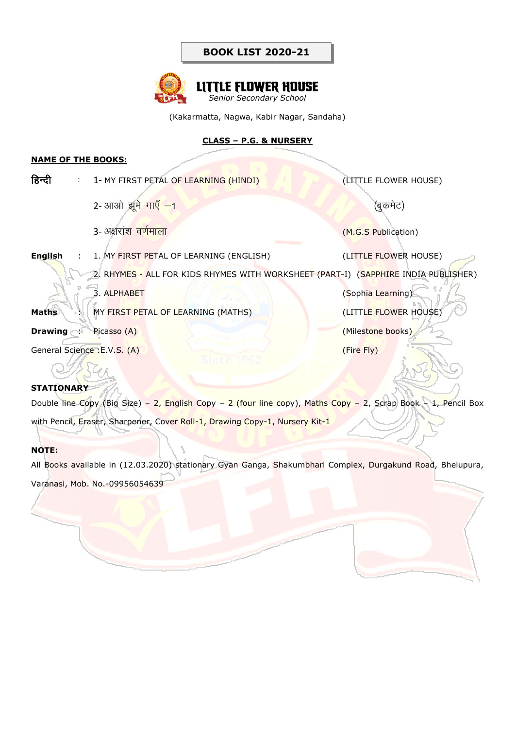# BOOK LIST 2020-21

## LITTLE FLOWER HOUSE
*Senior Secondary School*

(Kakarmatta, Nagwa, Kabir Nagar, Sandaha)

**CLASS – P.G. & NURSERY**

**NAME OF THE BOOKS:**

| Subject | | Book | Publisher |
|---|---|---|---|
| **हिन्दी** | : | 1- MY FIRST PETAL OF LEARNING (HINDI) | (LITTLE FLOWER HOUSE) |
| | | 2- आओ झूमे गाएँ –1 | (बुकमेट) |
| | | 3- अक्षरांश वर्णमाला | (M.G.S Publication) |
| **English** | : | 1. MY FIRST PETAL OF LEARNING (ENGLISH) | (LITTLE FLOWER HOUSE) |
| | | 2. RHYMES - ALL FOR KIDS RHYMES WITH WORKSHEET (PART-I) | (SAPPHIRE INDIA PUBLISHER) |
| | | 3. ALPHABET | (Sophia Learning) |
| **Maths** | : | MY FIRST PETAL OF LEARNING (MATHS) | (LITTLE FLOWER HOUSE) |
| **Drawing** | : | Picasso (A) | (Milestone books) |
| General Science | : | E.V.S. (A) | (Fire Fly) |

**STATIONARY**

Double line Copy (Big Size) – 2, English Copy – 2 (four line copy), Maths Copy – 2, Scrap Book – 1, Pencil Box with Pencil, Eraser, Sharpener, Cover Roll-1, Drawing Copy-1, Nursery Kit-1

**NOTE:**

All Books available in (12.03.2020) stationary Gyan Ganga, Shakumbhari Complex, Durgakund Road, Bhelupura, Varanasi, Mob. No.-09956054639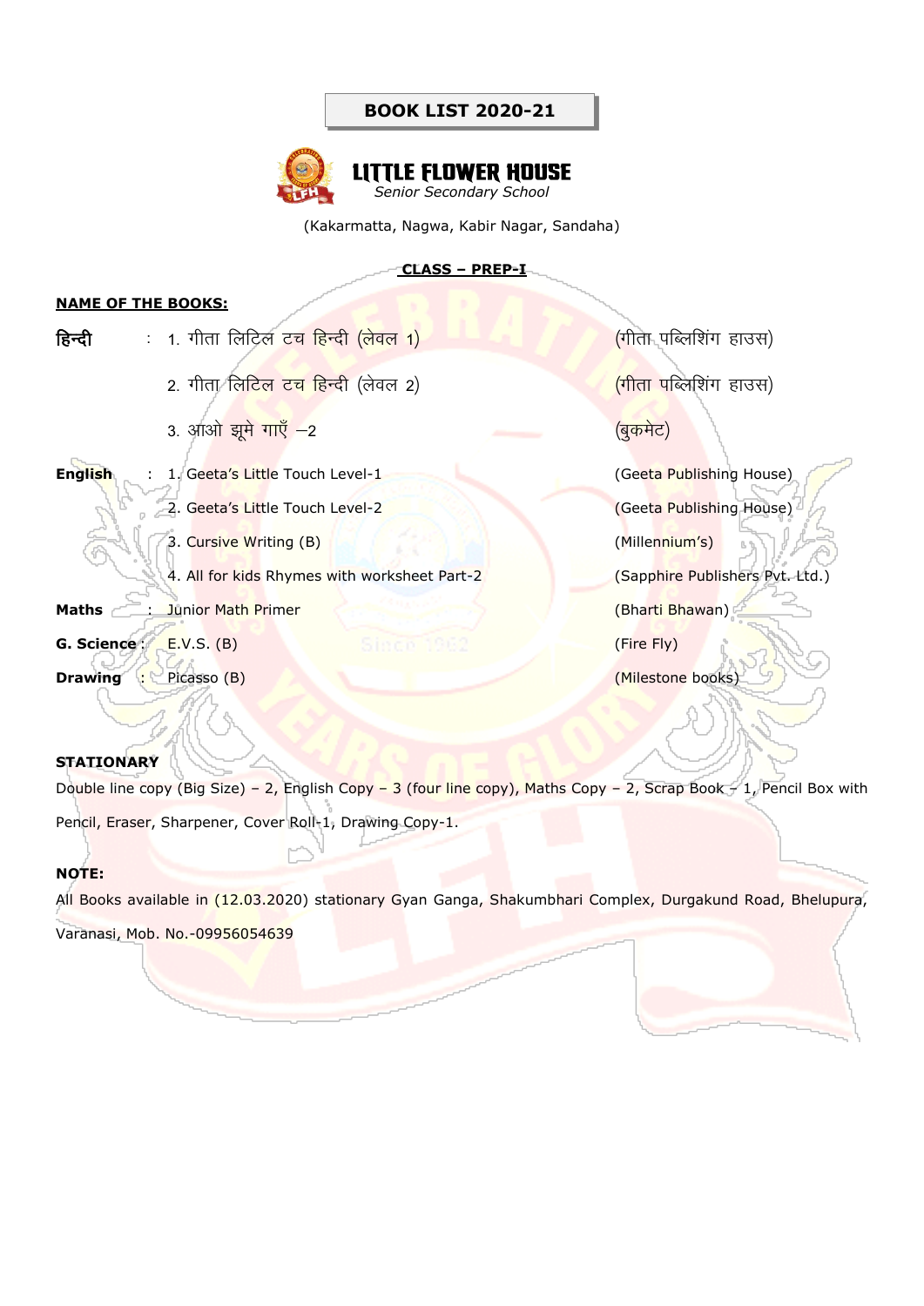# BOOK LIST 2020-21

## LITTLE FLOWER HOUSE

*Senior Secondary School*

(Kakarmatta, Nagwa, Kabir Nagar, Sandaha)

**CLASS – PREP-I**

**NAME OF THE BOOKS:**

| Subject | | Book | Publisher |
|---|---|---|---|
| **हिन्दी** | : | 1. गीता लिटिल टच हिन्दी (लेवल 1) | (गीता पब्लिशिंग हाउस) |
| | | 2. गीता लिटिल टच हिन्दी (लेवल 2) | (गीता पब्लिशिंग हाउस) |
| | | 3. आओ झूमे गाएँ –2 | (बुकमेट) |
| **English** | : | 1. Geeta's Little Touch Level-1 | (Geeta Publishing House) |
| | | 2. Geeta's Little Touch Level-2 | (Geeta Publishing House) |
| | | 3. Cursive Writing (B) | (Millennium's) |
| | | 4. All for kids Rhymes with worksheet Part-2 | (Sapphire Publishers Pvt. Ltd.) |
| **Maths** | : | Junior Math Primer | (Bharti Bhawan) |
| **G. Science** | : | E.V.S. (B) | (Fire Fly) |
| **Drawing** | : | Picasso (B) | (Milestone books) |

**STATIONARY**

Double line copy (Big Size) – 2, English Copy – 3 (four line copy), Maths Copy – 2, Scrap Book – 1, Pencil Box with Pencil, Eraser, Sharpener, Cover Roll-1, Drawing Copy-1.

**NOTE:**

All Books available in (12.03.2020) stationary Gyan Ganga, Shakumbhari Complex, Durgakund Road, Bhelupura, Varanasi, Mob. No.-09956054639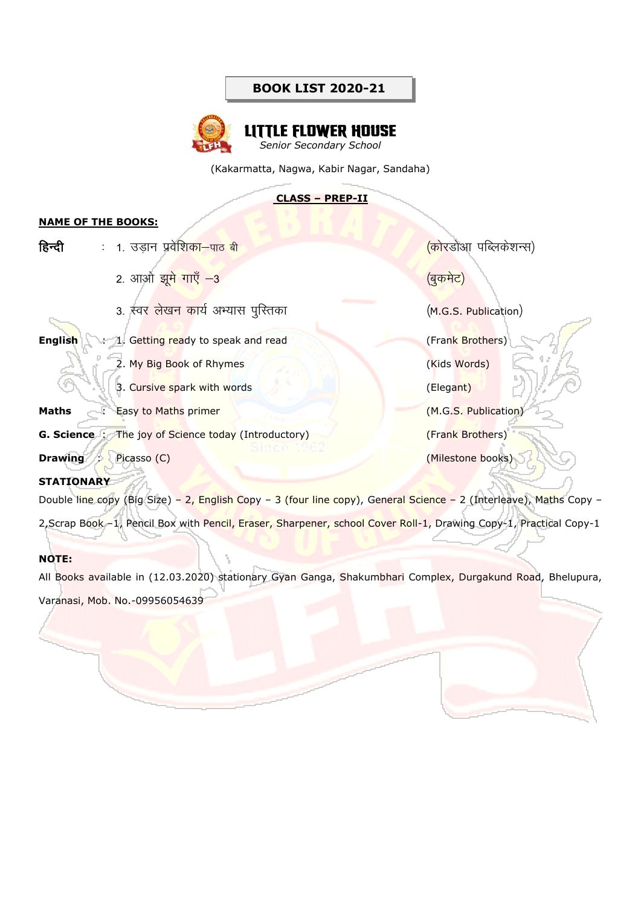# BOOK LIST 2020-21

## LITTLE FLOWER HOUSE

*Senior Secondary School*

(Kakarmatta, Nagwa, Kabir Nagar, Sandaha)

**CLASS – PREP-II**

**NAME OF THE BOOKS:**

| Subject | | Book | Publisher |
|---|---|---|---|
| **हिन्दी** | : | 1. उड़ान प्रवेशिका–पाठ बी | (कोरडोआ पब्लिकेशन्स) |
| | | 2. आओ झूमे गाएँ –3 | (बुकमेट) |
| | | 3. स्वर लेखन कार्य अभ्यास पुस्तिका | (M.G.S. Publication) |
| **English** | : | 1. Getting ready to speak and read | (Frank Brothers) |
| | | 2. My Big Book of Rhymes | (Kids Words) |
| | | 3. Cursive spark with words | (Elegant) |
| **Maths** | : | Easy to Maths primer | (M.G.S. Publication) |
| **G. Science** | : | The joy of Science today (Introductory) | (Frank Brothers) |
| **Drawing** | : | Picasso (C) | (Milestone books) |

**STATIONARY**

Double line copy (Big Size) – 2, English Copy – 3 (four line copy), General Science – 2 (Interleave), Maths Copy – 2,Scrap Book –1, Pencil Box with Pencil, Eraser, Sharpener, school Cover Roll-1, Drawing Copy-1, Practical Copy-1

**NOTE:**

All Books available in (12.03.2020) stationary Gyan Ganga, Shakumbhari Complex, Durgakund Road, Bhelupura, Varanasi, Mob. No.-09956054639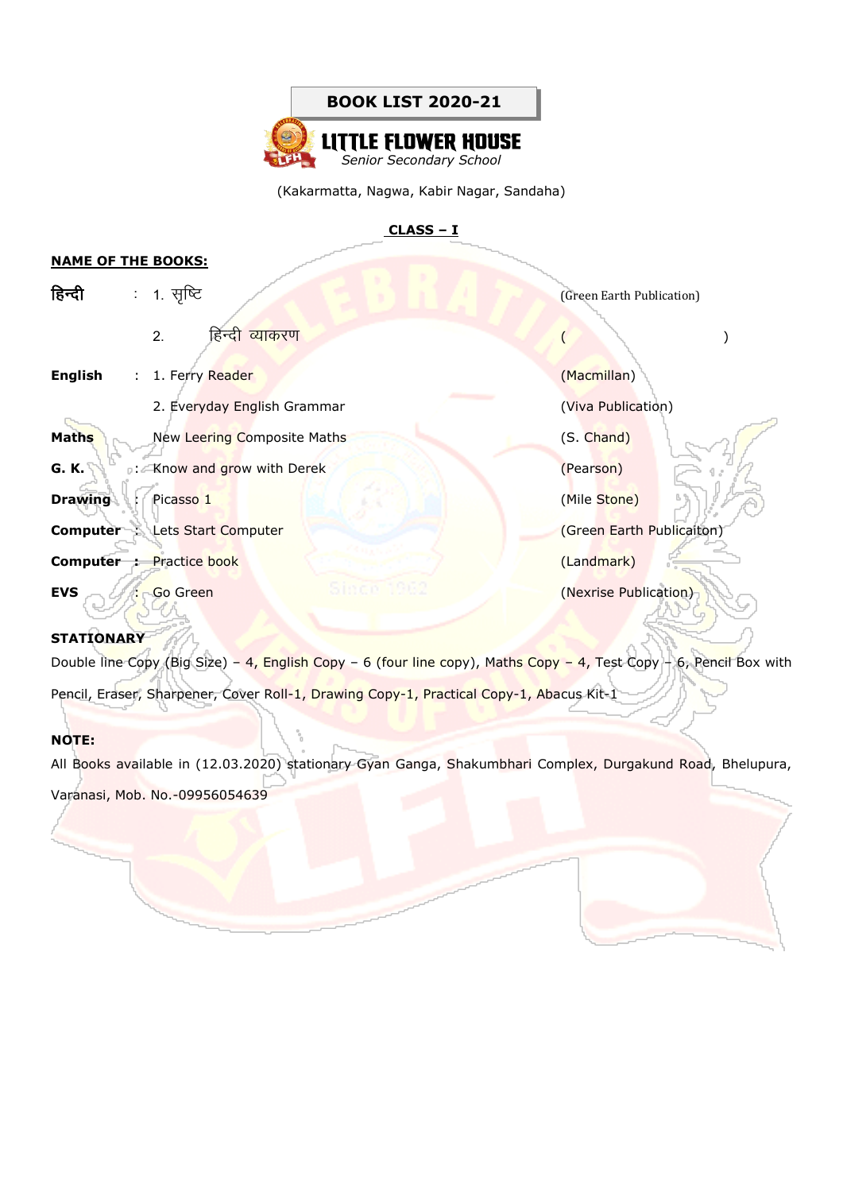**BOOK LIST 2020-21**

# LITTLE FLOWER HOUSE

*Senior Secondary School*

(Kakarmatta, Nagwa, Kabir Nagar, Sandaha)

## CLASS – I

**NAME OF THE BOOKS:**

| Subject | | Book | Publication |
|---|---|---|---|
| **हिन्दी** | : | 1. सृष्टि | (Green Earth Publication) |
| | | 2. हिन्दी व्याकरण | ( ) |
| **English** | : | 1. Ferry Reader | (Macmillan) |
| | | 2. Everyday English Grammar | (Viva Publication) |
| **Maths** | | New Leering Composite Maths | (S. Chand) |
| **G. K.** | : | Know and grow with Derek | (Pearson) |
| **Drawing** | : | Picasso 1 | (Mile Stone) |
| **Computer** | : | Lets Start Computer | (Green Earth Publicaiton) |
| **Computer** | : | Practice book | (Landmark) |
| **EVS** | : | Go Green | (Nexrise Publication) |

**STATIONARY**

Double line Copy (Big Size) – 4, English Copy – 6 (four line copy), Maths Copy – 4, Test Copy – 6, Pencil Box with Pencil, Eraser, Sharpener, Cover Roll-1, Drawing Copy-1, Practical Copy-1, Abacus Kit-1

**NOTE:**

All Books available in (12.03.2020) stationary Gyan Ganga, Shakumbhari Complex, Durgakund Road, Bhelupura, Varanasi, Mob. No.-09956054639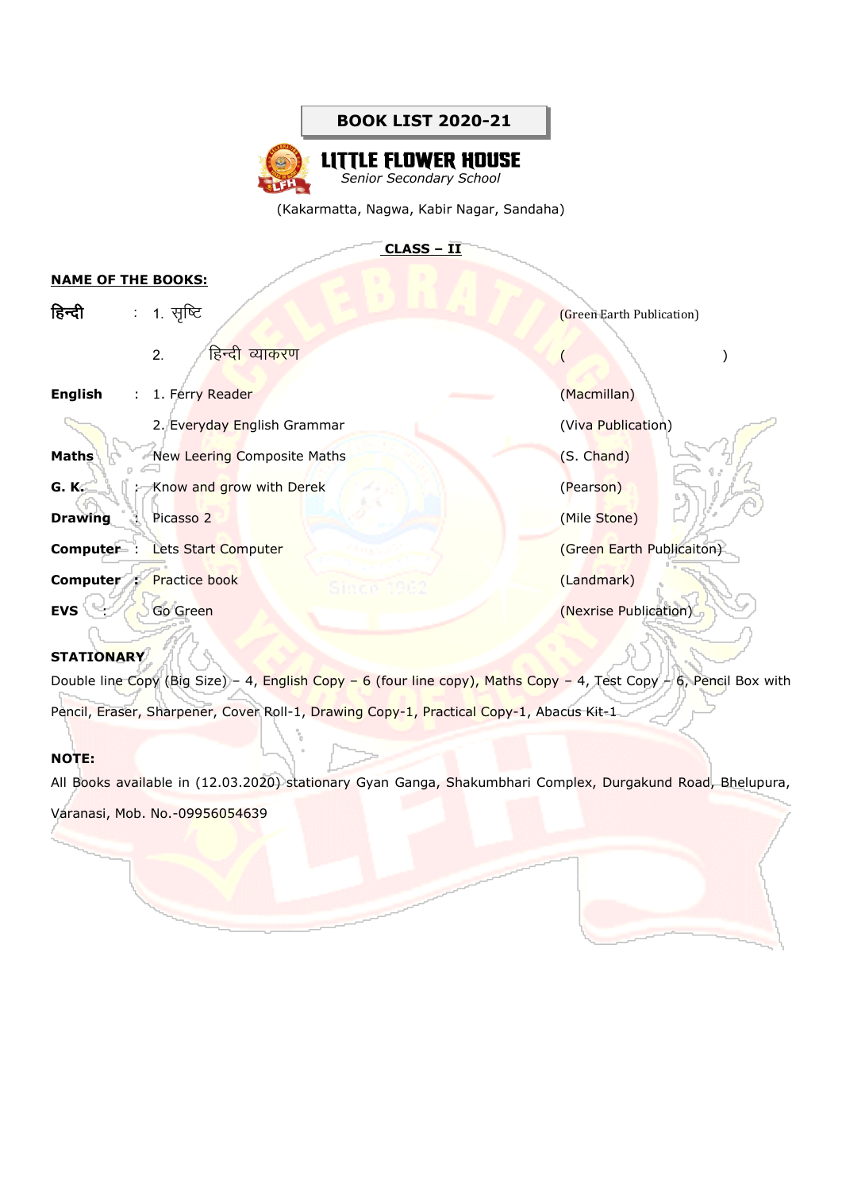**BOOK LIST 2020-21**

# LITTLE FLOWER HOUSE

*Senior Secondary School*

(Kakarmatta, Nagwa, Kabir Nagar, Sandaha)

## CLASS – II

**NAME OF THE BOOKS:**

| Subject | | Book | Publisher |
|---|---|---|---|
| **हिन्दी** | : | 1. सृष्टि | (Green Earth Publication) |
| | | 2. हिन्दी व्याकरण | ( ) |
| **English** | : | 1. Ferry Reader | (Macmillan) |
| | | 2. Everyday English Grammar | (Viva Publication) |
| **Maths** | | New Leering Composite Maths | (S. Chand) |
| **G. K.** | : | Know and grow with Derek | (Pearson) |
| **Drawing** | : | Picasso 2 | (Mile Stone) |
| **Computer** | : | Lets Start Computer | (Green Earth Publicaiton) |
| **Computer** | : | Practice book | (Landmark) |
| **EVS** | : | Go Green | (Nexrise Publication) |

**STATIONARY**

Double line Copy (Big Size) – 4, English Copy – 6 (four line copy), Maths Copy – 4, Test Copy – 6, Pencil Box with Pencil, Eraser, Sharpener, Cover Roll-1, Drawing Copy-1, Practical Copy-1, Abacus Kit-1

**NOTE:**

All Books available in (12.03.2020) stationary Gyan Ganga, Shakumbhari Complex, Durgakund Road, Bhelupura, Varanasi, Mob. No.-09956054639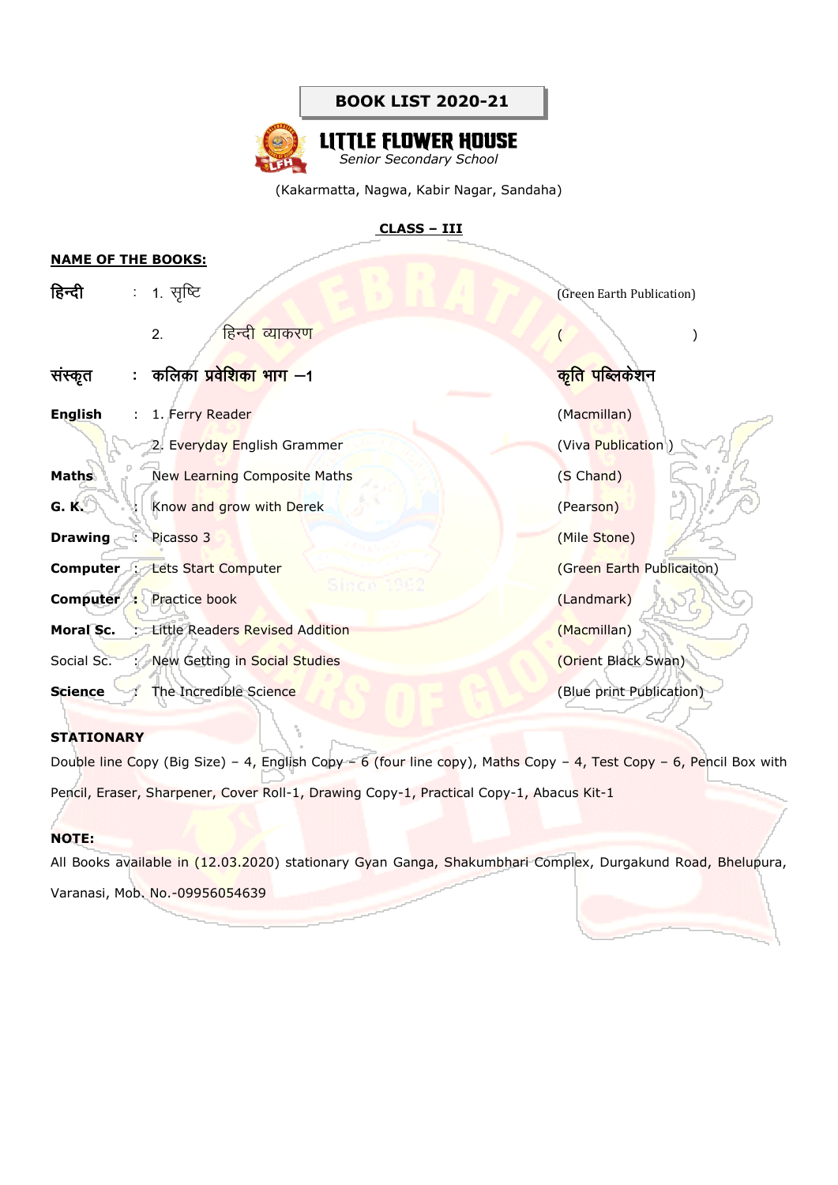**BOOK LIST 2020-21**

# LITTLE FLOWER HOUSE

*Senior Secondary School*

(Kakarmatta, Nagwa, Kabir Nagar, Sandaha)

**CLASS – III**

**NAME OF THE BOOKS:**

| Subject | | Book | Publisher |
|---|---|---|---|
| **हिन्दी** | : | 1. सृष्टि | (Green Earth Publication) |
| | | 2. हिन्दी व्याकरण | ( ) |
| **संस्कृत** | : | **कलिका प्रवेशिका भाग –1** | **कृति पब्लिकेशन** |
| **English** | : | 1. Ferry Reader | (Macmillan) |
| | | 2. Everyday English Grammer | (Viva Publication ) |
| **Maths** | | New Learning Composite Maths | (S Chand) |
| **G. K.** | : | Know and grow with Derek | (Pearson) |
| **Drawing** | : | Picasso 3 | (Mile Stone) |
| **Computer** | : | Lets Start Computer | (Green Earth Publicaiton) |
| **Computer** | : | Practice book | (Landmark) |
| **Moral Sc.** | : | Little Readers Revised Addition | (Macmillan) |
| Social Sc. | : | New Getting in Social Studies | (Orient Black Swan) |
| **Science** | : | The Incredible Science | (Blue print Publication) |

**STATIONARY**

Double line Copy (Big Size) – 4, English Copy – 6 (four line copy), Maths Copy – 4, Test Copy – 6, Pencil Box with Pencil, Eraser, Sharpener, Cover Roll-1, Drawing Copy-1, Practical Copy-1, Abacus Kit-1

**NOTE:**

All Books available in (12.03.2020) stationary Gyan Ganga, Shakumbhari Complex, Durgakund Road, Bhelupura, Varanasi, Mob. No.-09956054639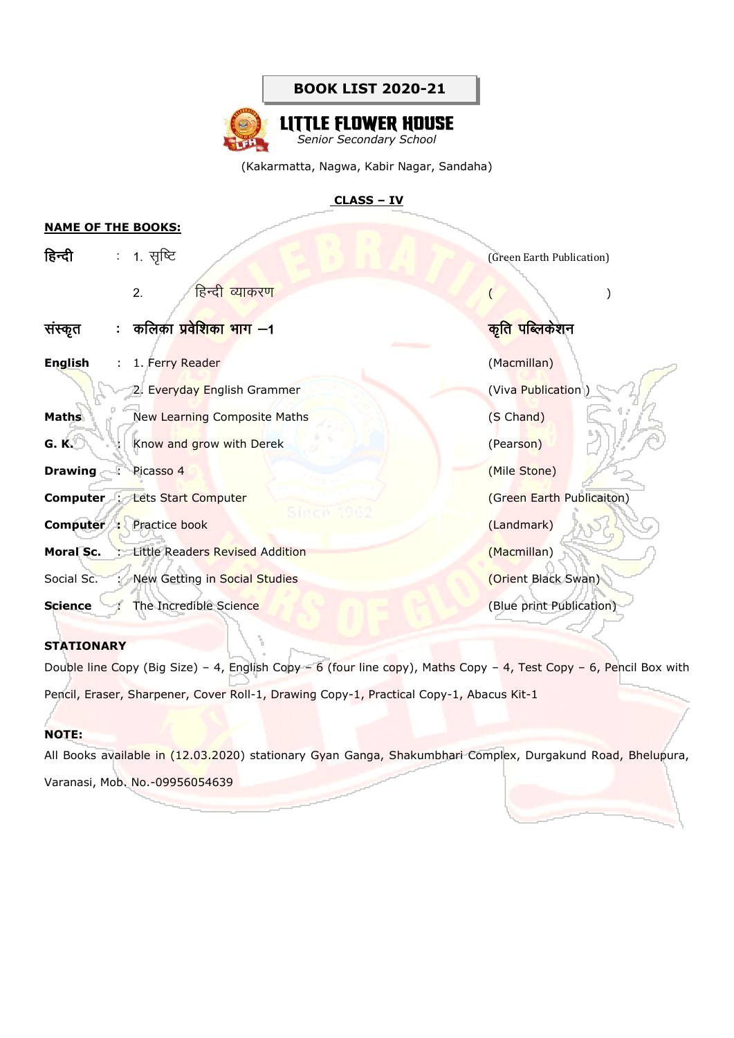**BOOK LIST 2020-21**

# LITTLE FLOWER HOUSE

*Senior Secondary School*

(Kakarmatta, Nagwa, Kabir Nagar, Sandaha)

## CLASS – IV

**NAME OF THE BOOKS:**

| | | | |
|---|---|---|---|
| **हिन्दी** | : | 1. सृष्टि | (Green Earth Publication) |
| | | 2. हिन्दी व्याकरण | ( ) |
| **संस्कृत** | : | **कलिका प्रवेशिका भाग –1** | **कृति पब्लिकेशन** |
| **English** | : | 1. Ferry Reader | (Macmillan) |
| | | 2. Everyday English Grammer | (Viva Publication ) |
| **Maths** | | New Learning Composite Maths | (S Chand) |
| **G. K.** | : | Know and grow with Derek | (Pearson) |
| **Drawing** | : | Picasso 4 | (Mile Stone) |
| **Computer** | : | Lets Start Computer | (Green Earth Publicaiton) |
| **Computer** | : | Practice book | (Landmark) |
| **Moral Sc.** | : | Little Readers Revised Addition | (Macmillan) |
| Social Sc. | : | New Getting in Social Studies | (Orient Black Swan) |
| **Science** | : | The Incredible Science | (Blue print Publication) |

**STATIONARY**

Double line Copy (Big Size) – 4, English Copy – 6 (four line copy), Maths Copy – 4, Test Copy – 6, Pencil Box with Pencil, Eraser, Sharpener, Cover Roll-1, Drawing Copy-1, Practical Copy-1, Abacus Kit-1

**NOTE:**

All Books available in (12.03.2020) stationary Gyan Ganga, Shakumbhari Complex, Durgakund Road, Bhelupura, Varanasi, Mob. No.-09956054639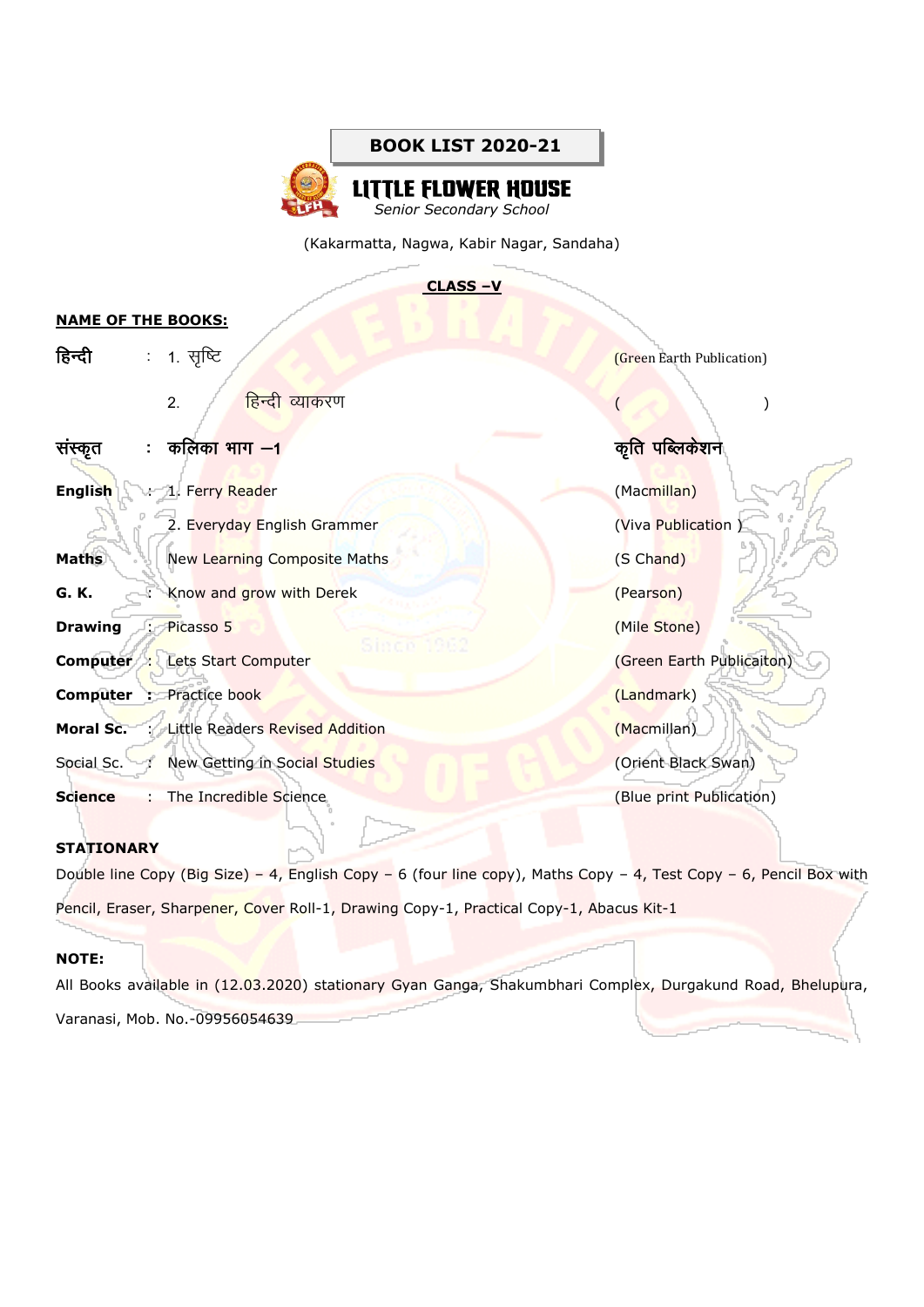**BOOK LIST 2020-21**

# LITTLE FLOWER HOUSE

*Senior Secondary School*

(Kakarmatta, Nagwa, Kabir Nagar, Sandaha)

**CLASS –V**

**NAME OF THE BOOKS:**

| Subject | | Book | Publisher |
|---|---|---|---|
| **हिन्दी** | : | 1. सृष्टि | (Green Earth Publication) |
| | | 2. हिन्दी व्याकरण | ( ) |
| **संस्कृत** | : | **कलिका भाग –1** | **कृति पब्लिकेशन** |
| **English** | : | 1. Ferry Reader | (Macmillan) |
| | | 2. Everyday English Grammer | (Viva Publication ) |
| **Maths** | | New Learning Composite Maths | (S Chand) |
| **G. K.** | : | Know and grow with Derek | (Pearson) |
| **Drawing** | : | Picasso 5 | (Mile Stone) |
| **Computer** | : | Lets Start Computer | (Green Earth Publicaiton) |
| **Computer** | : | Practice book | (Landmark) |
| **Moral Sc.** | : | Little Readers Revised Addition | (Macmillan) |
| Social Sc. | : | New Getting in Social Studies | (Orient Black Swan) |
| **Science** | : | The Incredible Science | (Blue print Publication) |

**STATIONARY**

Double line Copy (Big Size) – 4, English Copy – 6 (four line copy), Maths Copy – 4, Test Copy – 6, Pencil Box with Pencil, Eraser, Sharpener, Cover Roll-1, Drawing Copy-1, Practical Copy-1, Abacus Kit-1

**NOTE:**

All Books available in (12.03.2020) stationary Gyan Ganga, Shakumbhari Complex, Durgakund Road, Bhelupura, Varanasi, Mob. No.-09956054639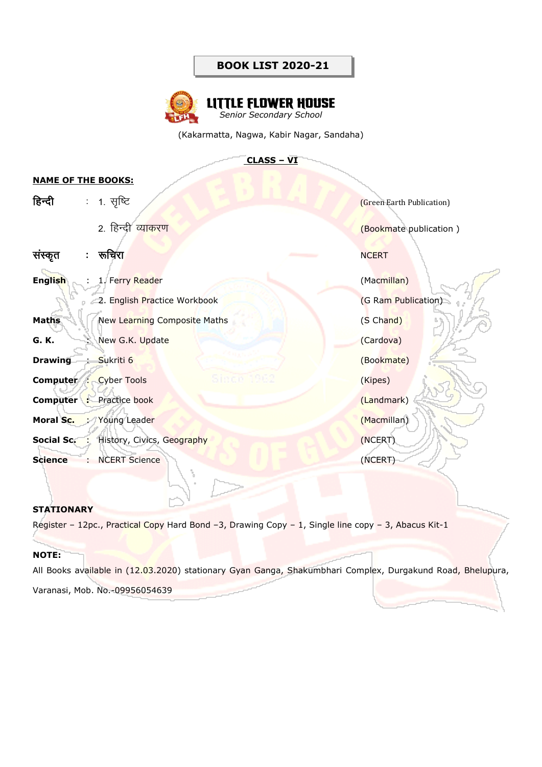# BOOK LIST 2020-21

## LITTLE FLOWER HOUSE

*Senior Secondary School*

(Kakarmatta, Nagwa, Kabir Nagar, Sandaha)

### CLASS – VI

**NAME OF THE BOOKS:**

| | | | |
|---|---|---|---|
| **हिन्दी** | : | 1. सृष्टि | (Green Earth Publication) |
| | | 2. हिन्दी व्याकरण | (Bookmate publication ) |
| **संस्कृत** | : | **रूचिरा** | NCERT |
| **English** | : | 1. Ferry Reader | (Macmillan) |
| | | 2. English Practice Workbook | (G Ram Publication) |
| **Maths** | | New Learning Composite Maths | (S Chand) |
| **G. K.** | : | New G.K. Update | (Cardova) |
| **Drawing** | : | Sukriti 6 | (Bookmate) |
| **Computer** | : | Cyber Tools | (Kipes) |
| **Computer** | : | Practice book | (Landmark) |
| **Moral Sc.** | : | Young Leader | (Macmillan) |
| **Social Sc.** | : | History, Civics, Geography | (NCERT) |
| **Science** | : | NCERT Science | (NCERT) |

**STATIONARY**

Register – 12pc., Practical Copy Hard Bond –3, Drawing Copy – 1, Single line copy – 3, Abacus Kit-1

**NOTE:**

All Books available in (12.03.2020) stationary Gyan Ganga, Shakumbhari Complex, Durgakund Road, Bhelupura, Varanasi, Mob. No.-09956054639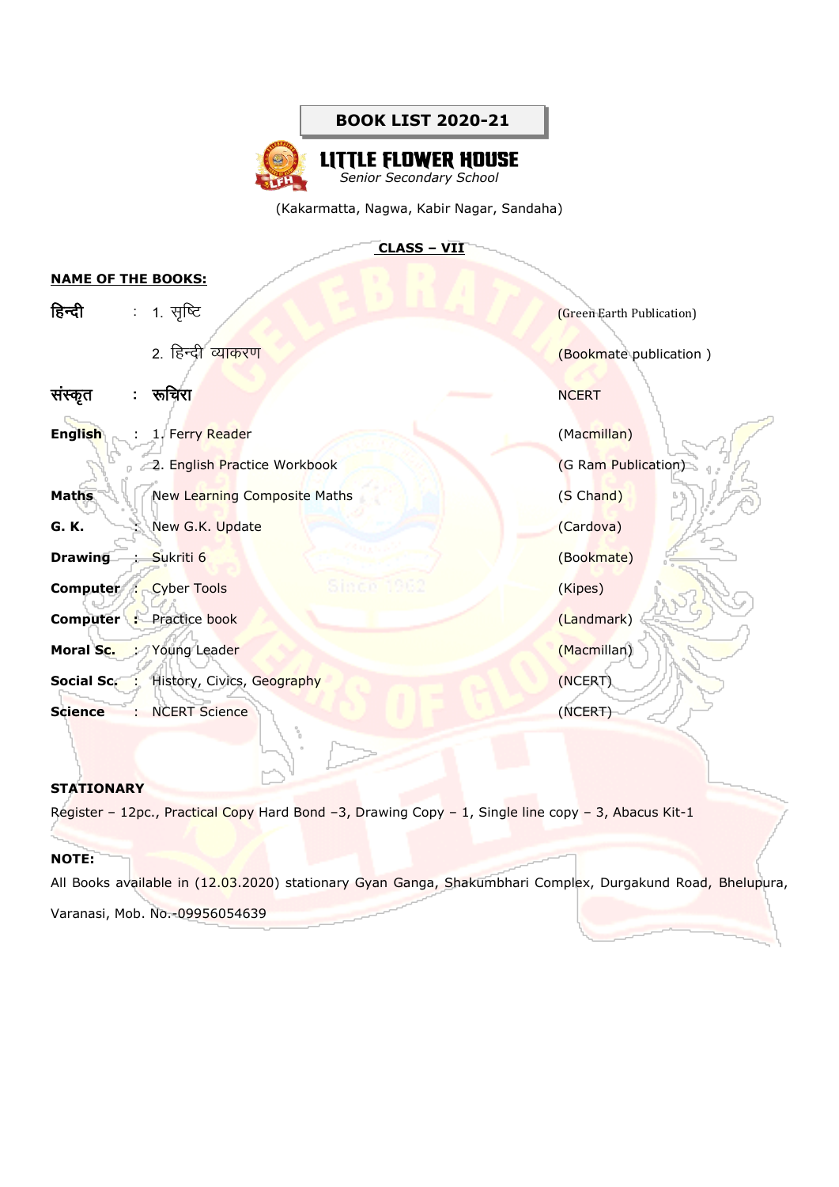# BOOK LIST 2020-21

## LITTLE FLOWER HOUSE

*Senior Secondary School*

(Kakarmatta, Nagwa, Kabir Nagar, Sandaha)

### CLASS – VII

**NAME OF THE BOOKS:**

| Subject | | Book | Publisher |
|---|---|---|---|
| **हिन्दी** | : | 1. सृष्टि | (Green Earth Publication) |
| | | 2. हिन्दी व्याकरण | (Bookmate publication ) |
| **संस्कृत** | : | **रूचिरा** | NCERT |
| **English** | : | 1. Ferry Reader | (Macmillan) |
| | | 2. English Practice Workbook | (G Ram Publication) |
| **Maths** | | New Learning Composite Maths | (S Chand) |
| **G. K.** | : | New G.K. Update | (Cardova) |
| **Drawing** | : | Sukriti 6 | (Bookmate) |
| **Computer** | : | Cyber Tools | (Kipes) |
| **Computer** | : | Practice book | (Landmark) |
| **Moral Sc.** | : | Young Leader | (Macmillan) |
| **Social Sc.** | : | History, Civics, Geography | (NCERT) |
| **Science** | : | NCERT Science | (NCERT) |

**STATIONARY**

Register – 12pc., Practical Copy Hard Bond –3, Drawing Copy – 1, Single line copy – 3, Abacus Kit-1

**NOTE:**

All Books available in (12.03.2020) stationary Gyan Ganga, Shakumbhari Complex, Durgakund Road, Bhelupura, Varanasi, Mob. No.-09956054639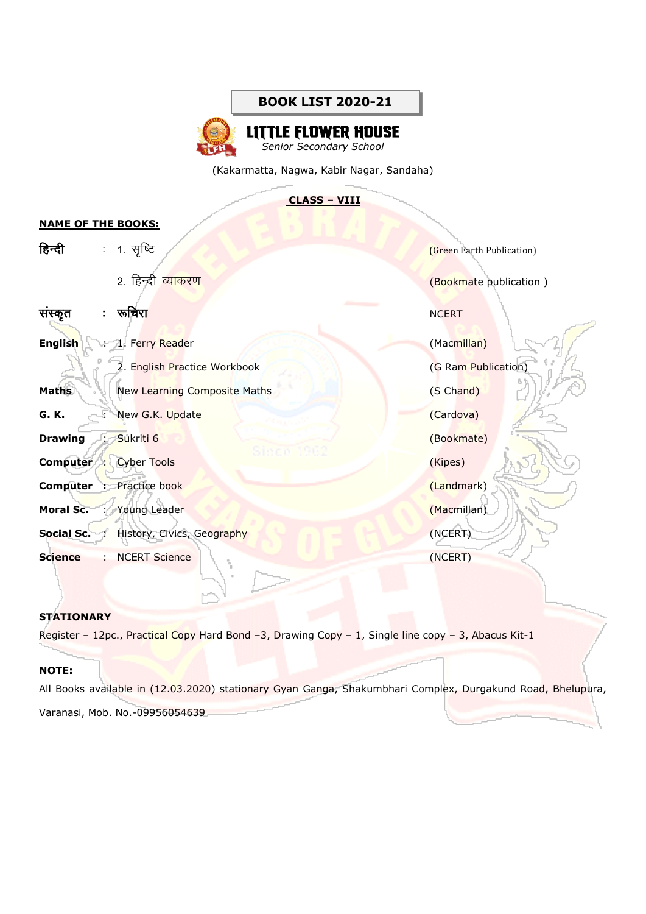# BOOK LIST 2020-21

## LITTLE FLOWER HOUSE

*Senior Secondary School*

(Kakarmatta, Nagwa, Kabir Nagar, Sandaha)

### CLASS – VIII

**NAME OF THE BOOKS:**

| Subject | | Book | Publisher |
|---|---|---|---|
| **हिन्दी** | : | 1. सृष्टि | (Green Earth Publication) |
| | | 2. हिन्दी व्याकरण | (Bookmate publication ) |
| **संस्कृत** | : | **रूचिरा** | NCERT |
| **English** | : | 1. Ferry Reader | (Macmillan) |
| | | 2. English Practice Workbook | (G Ram Publication) |
| **Maths** | | New Learning Composite Maths | (S Chand) |
| **G. K.** | : | New G.K. Update | (Cardova) |
| **Drawing** | : | Sukriti 6 | (Bookmate) |
| **Computer** | : | Cyber Tools | (Kipes) |
| **Computer** | : | Practice book | (Landmark) |
| **Moral Sc.** | : | Young Leader | (Macmillan) |
| **Social Sc.** | : | History, Civics, Geography | (NCERT) |
| **Science** | : | NCERT Science | (NCERT) |

**STATIONARY**

Register – 12pc., Practical Copy Hard Bond –3, Drawing Copy – 1, Single line copy – 3, Abacus Kit-1

**NOTE:**

All Books available in (12.03.2020) stationary Gyan Ganga, Shakumbhari Complex, Durgakund Road, Bhelupura, Varanasi, Mob. No.-09956054639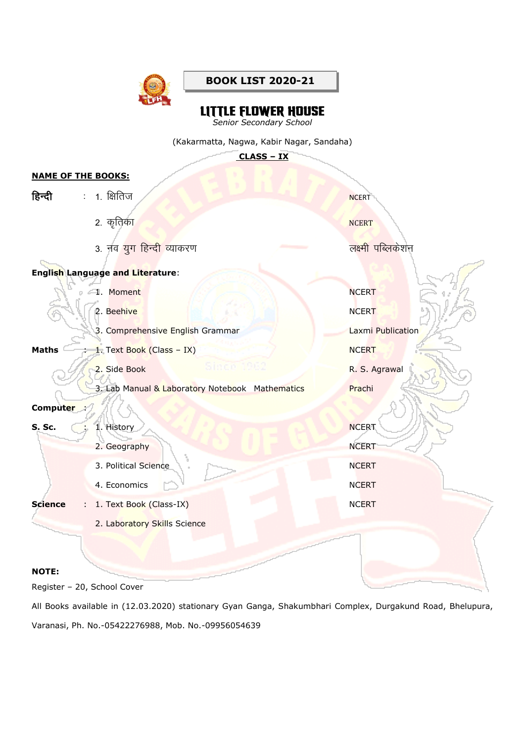**BOOK LIST 2020-21**

# LITTLE FLOWER HOUSE

*Senior Secondary School*

(Kakarmatta, Nagwa, Kabir Nagar, Sandaha)

**CLASS – IX**

**NAME OF THE BOOKS:**

| Subject | | Book | Publisher |
|---|---|---|---|
| **हिन्दी** | : | 1. क्षितिज | NCERT |
| | | 2. कृतिका | NCERT |
| | | 3. नव युग हिन्दी व्याकरण | लक्ष्मी पब्लिकेशन |
| **English Language and Literature**: | | | |
| | | 1. Moment | NCERT |
| | | 2. Beehive | NCERT |
| | | 3. Comprehensive English Grammar | Laxmi Publication |
| **Maths** | : | 1. Text Book (Class – IX) | NCERT |
| | | 2. Side Book | R. S. Agrawal |
| | | 3. Lab Manual & Laboratory Notebook Mathematics | Prachi |
| **Computer** | : | | |
| **S. Sc.** | : | 1. History | NCERT |
| | | 2. Geography | NCERT |
| | | 3. Political Science | NCERT |
| | | 4. Economics | NCERT |
| **Science** | : | 1. Text Book (Class-IX) | NCERT |
| | | 2. Laboratory Skills Science | |

**NOTE:**

Register – 20, School Cover

All Books available in (12.03.2020) stationary Gyan Ganga, Shakumbhari Complex, Durgakund Road, Bhelupura, Varanasi, Ph. No.-05422276988, Mob. No.-09956054639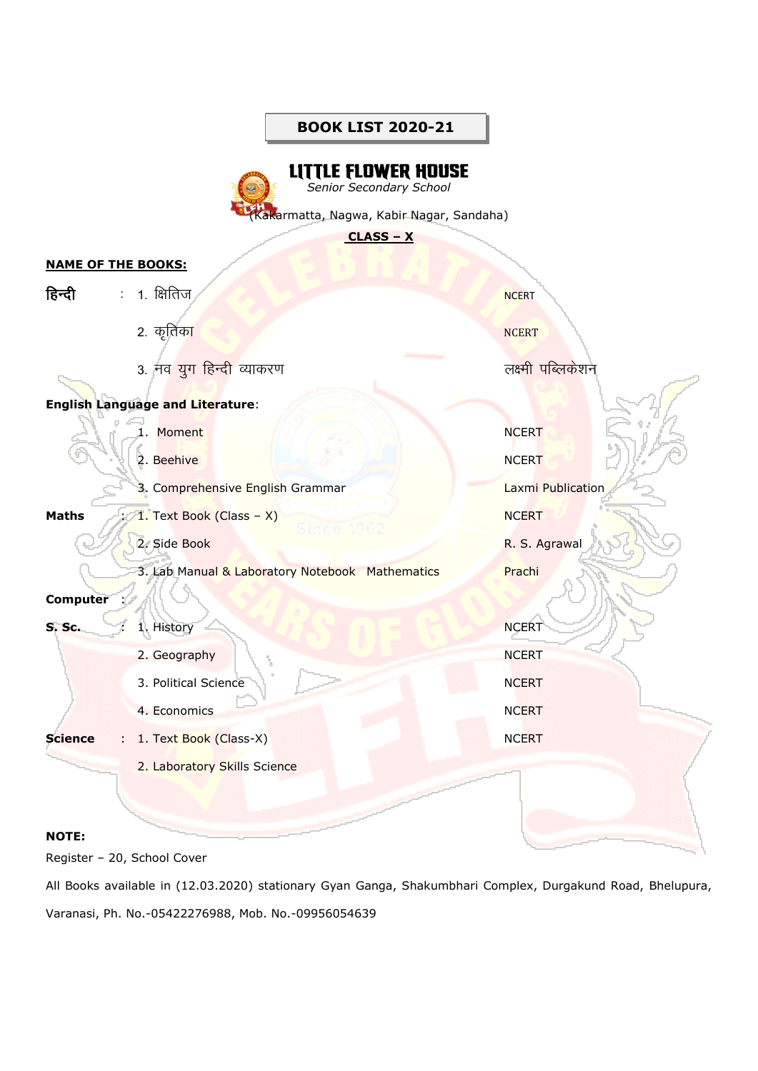**BOOK LIST 2020-21**

# LITTLE FLOWER HOUSE

*Senior Secondary School*

(Kakarmatta, Nagwa, Kabir Nagar, Sandaha)

**CLASS – X**

**NAME OF THE BOOKS:**

| Subject | Book | Publisher |
|---|---|---|
| **हिन्दी** : | 1. क्षितिज | NCERT |
| | 2. कृतिका | NCERT |
| | 3. नव युग हिन्दी व्याकरण | लक्ष्मी पब्लिकेशन |
| **English Language and Literature**: | | |
| | 1. Moment | NCERT |
| | 2. Beehive | NCERT |
| | 3. Comprehensive English Grammar | Laxmi Publication |
| **Maths** : | 1. Text Book (Class – X) | NCERT |
| | 2. Side Book | R. S. Agrawal |
| | 3. Lab Manual & Laboratory Notebook Mathematics | Prachi |
| **Computer** : | | |
| **S. Sc.** : | 1. History | NCERT |
| | 2. Geography | NCERT |
| | 3. Political Science | NCERT |
| | 4. Economics | NCERT |
| **Science** : | 1. Text Book (Class-X) | NCERT |
| | 2. Laboratory Skills Science | |

**NOTE:**

Register – 20, School Cover

All Books available in (12.03.2020) stationary Gyan Ganga, Shakumbhari Complex, Durgakund Road, Bhelupura, Varanasi, Ph. No.-05422276988, Mob. No.-09956054639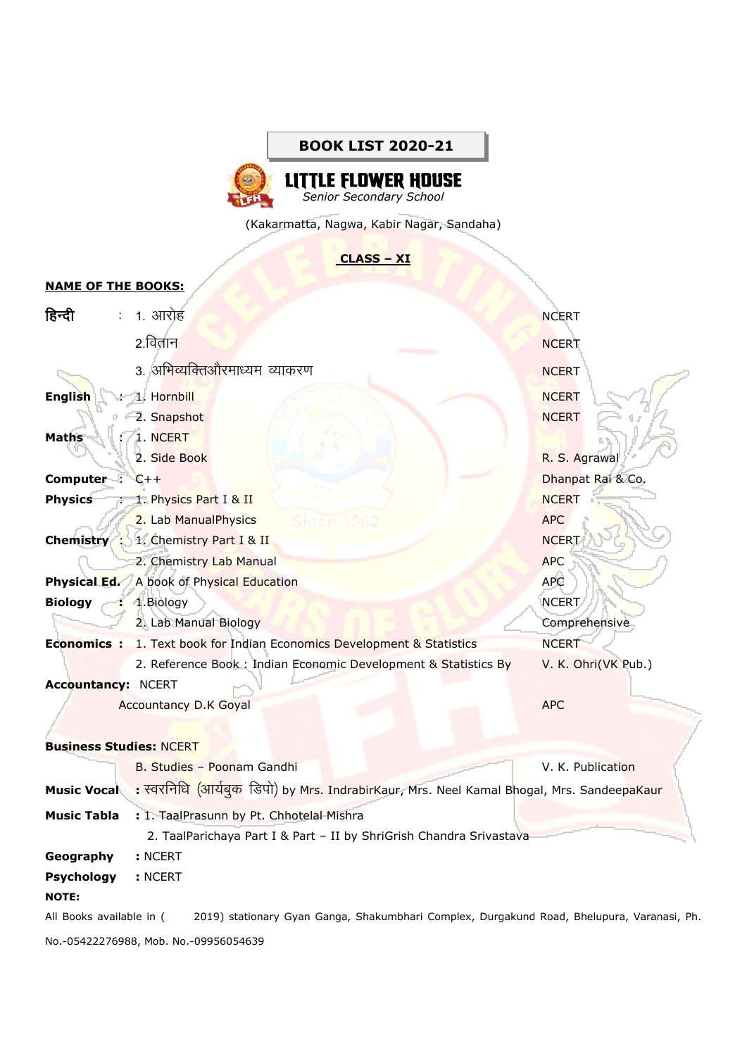**BOOK LIST 2020-21**

# LITTLE FLOWER HOUSE

*Senior Secondary School*

(Kakarmatta, Nagwa, Kabir Nagar, Sandaha)

## CLASS – XI

**NAME OF THE BOOKS:**

| Subject | Book | Publisher |
|---|---|---|
| **हिन्दी** | 1. आरोह | NCERT |
| | 2.वितान | NCERT |
| | 3. अभिव्यक्तिऔरमाध्यम व्याकरण | NCERT |
| **English** | 1. Hornbill | NCERT |
| | 2. Snapshot | NCERT |
| **Maths** | 1. NCERT | |
| | 2. Side Book | R. S. Agrawal |
| **Computer** | C++ | Dhanpat Rai & Co. |
| **Physics** | 1. Physics Part I & II | NCERT |
| | 2. Lab ManualPhysics | APC |
| **Chemistry** | 1. Chemistry Part I & II | NCERT |
| | 2. Chemistry Lab Manual | APC |
| **Physical Ed.** | A book of Physical Education | APC |
| **Biology** | 1.Biology | NCERT |
| | 2. Lab Manual Biology | Comprehensive |
| **Economics** | 1. Text book for Indian Economics Development & Statistics | NCERT |
| | 2. Reference Book : Indian Economic Development & Statistics By | V. K. Ohri(VK Pub.) |
| **Accountancy** | NCERT | |
| | Accountancy D.K Goyal | APC |
| **Business Studies** | NCERT | |
| | B. Studies – Poonam Gandhi | V. K. Publication |
| **Music Vocal** | स्वरनिधि (आर्यबुक डिपो) by Mrs. IndrabirKaur, Mrs. Neel Kamal Bhogal, Mrs. SandeepaKaur | |
| **Music Tabla** | 1. TaalPrasunn by Pt. Chhotelal Mishra | |
| | 2. TaalParichaya Part I & Part – II by ShriGrish Chandra Srivastava | |
| **Geography** | NCERT | |
| **Psychology** | NCERT | |

**NOTE:**

All Books available in ( 2019) stationary Gyan Ganga, Shakumbhari Complex, Durgakund Road, Bhelupura, Varanasi, Ph. No.-05422276988, Mob. No.-09956054639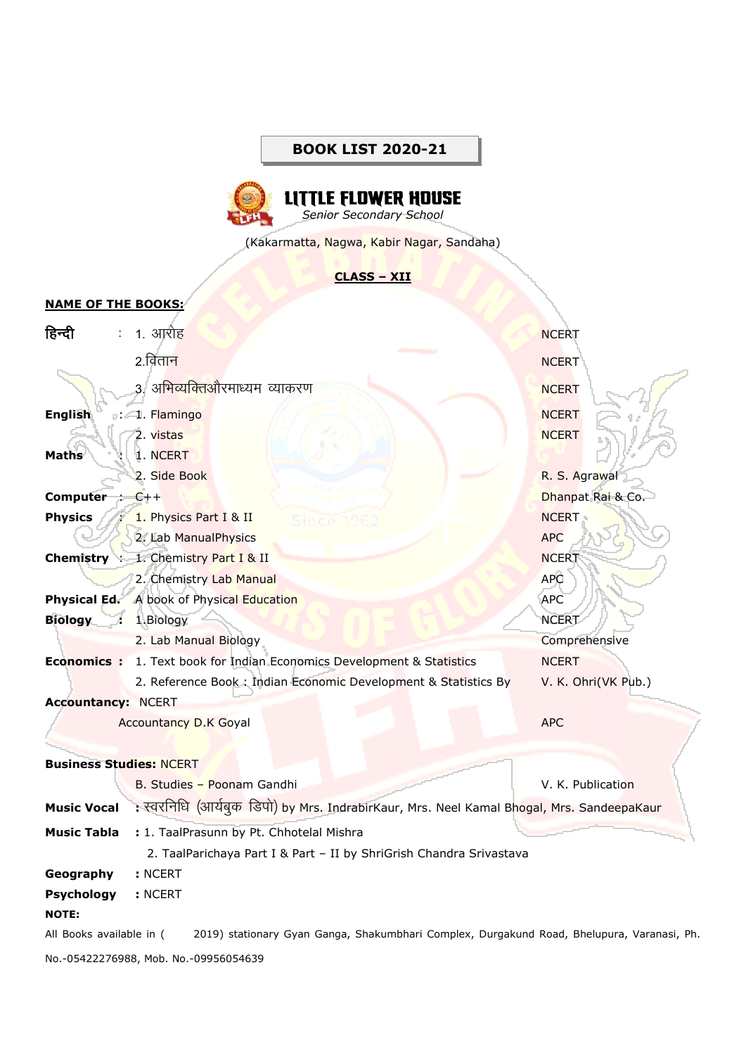**BOOK LIST 2020-21**

**LITTLE FLOWER HOUSE**
*Senior Secondary School*

(Kakarmatta, Nagwa, Kabir Nagar, Sandaha)

**CLASS – XII**

**NAME OF THE BOOKS:**

| Subject | Book | Publisher |
|---|---|---|
| **हिन्दी** : | 1. आरोह | NCERT |
| | 2.वितान | NCERT |
| | 3. अभिव्यक्तिऔरमाध्यम व्याकरण | NCERT |
| **English** : | 1. Flamingo | NCERT |
| | 2. vistas | NCERT |
| **Maths** : | 1. NCERT | |
| | 2. Side Book | R. S. Agrawal |
| **Computer** : | C++ | Dhanpat Rai & Co. |
| **Physics** : | 1. Physics Part I & II | NCERT |
| | 2. Lab ManualPhysics | APC |
| **Chemistry** : | 1. Chemistry Part I & II | NCERT |
| | 2. Chemistry Lab Manual | APC |
| **Physical Ed.** | A book of Physical Education | APC |
| **Biology** : | 1.Biology | NCERT |
| | 2. Lab Manual Biology | Comprehensive |
| **Economics** : | 1. Text book for Indian Economics Development & Statistics | NCERT |
| | 2. Reference Book : Indian Economic Development & Statistics By | V. K. Ohri(VK Pub.) |
| **Accountancy:** | NCERT | |
| | Accountancy D.K Goyal | APC |
| **Business Studies:** | NCERT | |
| | B. Studies – Poonam Gandhi | V. K. Publication |

**Music Vocal** : स्वरनिधि (आर्यबुक डिपो) by Mrs. IndrabirKaur, Mrs. Neel Kamal Bhogal, Mrs. SandeepaKaur

**Music Tabla** : 1. TaalPrasunn by Pt. Chhotelal Mishra

2. TaalParichaya Part I & Part – II by ShriGrish Chandra Srivastava

**Geography** : NCERT

**Psychology** : NCERT

**NOTE:**

All Books available in ( 2019) stationary Gyan Ganga, Shakumbhari Complex, Durgakund Road, Bhelupura, Varanasi, Ph. No.-05422276988, Mob. No.-09956054639